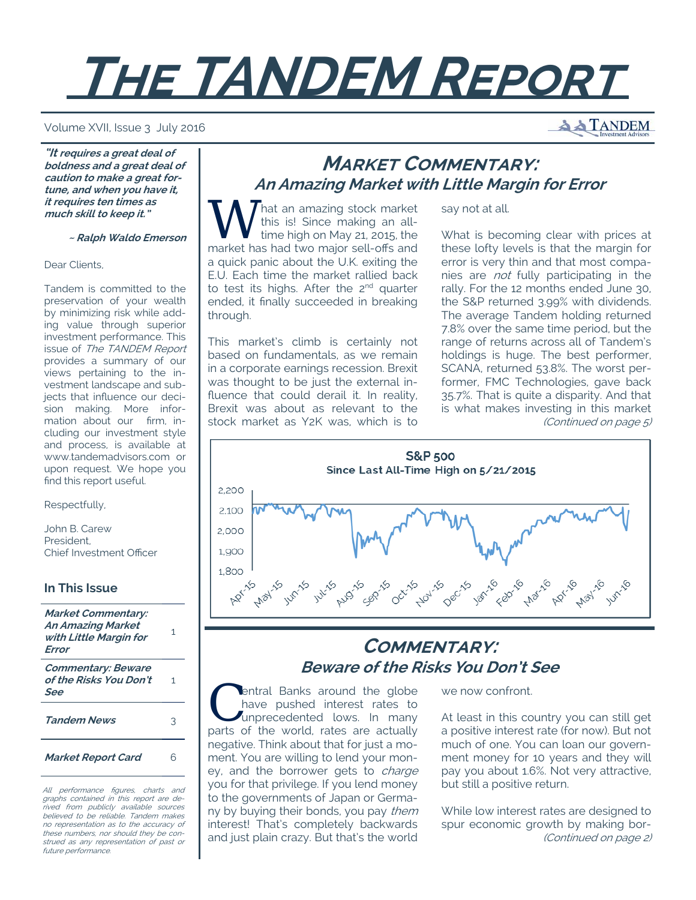# The TANDEM Report

Volume XVII, Issue 3 July 2016

***"It requires a great deal of boldness and a great deal of caution to make a great fortune, and when you have it, it requires ten times as much skill to keep it."***

***~ Ralph Waldo Emerson***

Dear Clients,

Tandem is committed to the preservation of your wealth by minimizing risk while adding value through superior investment performance. This issue of *The TANDEM Report* provides a summary of our views pertaining to the investment landscape and subjects that influence our decision making. More information about our firm, including our investment style and process, is available at www.tandemadvisors.com or upon request. We hope you find this report useful.

Respectfully,

John B. Carew
President,
Chief Investment Officer

### In This Issue

| | |
|---|---|
| ***Market Commentary: An Amazing Market with Little Margin for Error*** | 1 |
| ***Commentary: Beware of the Risks You Don't See*** | 1 |
| ***Tandem News*** | 3 |
| ***Market Report Card*** | 6 |

*All performance figures, charts and graphs contained in this report are derived from publicly available sources believed to be reliable. Tandem makes no representation as to the accuracy of these numbers, nor should they be construed as any representation of past or future performance.*

## Market Commentary:
## *An Amazing Market with Little Margin for Error*

What an amazing stock market this is! Since making an all-time high on May 21, 2015, the market has had two major sell-offs and a quick panic about the U.K. exiting the E.U. Each time the market rallied back to test its highs. After the 2nd quarter ended, it finally succeeded in breaking through.

This market's climb is certainly not based on fundamentals, as we remain in a corporate earnings recession. Brexit was thought to be just the external influence that could derail it. In reality, Brexit was about as relevant to the stock market as Y2K was, which is to say not at all.

What is becoming clear with prices at these lofty levels is that the margin for error is very thin and that most companies are *not* fully participating in the rally. For the 12 months ended June 30, the S&P returned 3.99% with dividends. The average Tandem holding returned 7.8% over the same time period, but the range of returns across all of Tandem's holdings is huge. The best performer, SCANA, returned 53.8%. The worst performer, FMC Technologies, gave back 35.7%. That is quite a disparity. And that is what makes investing in this market

*(Continued on page 5)*

**S&P 500**
**Since Last All-Time High on 5/21/2015**

## Commentary:
## *Beware of the Risks You Don't See*

Central Banks around the globe have pushed interest rates to unprecedented lows. In many parts of the world, rates are actually negative. Think about that for just a moment. You are willing to lend your money, and the borrower gets to *charge* you for that privilege. If you lend money to the governments of Japan or Germany by buying their bonds, you pay *them* interest! That's completely backwards and just plain crazy. But that's the world we now confront.

At least in this country you can still get a positive interest rate (for now). But not much of one. You can loan our government money for 10 years and they will pay you about 1.6%. Not very attractive, but still a positive return.

While low interest rates are designed to spur economic growth by making bor-

*(Continued on page 2)*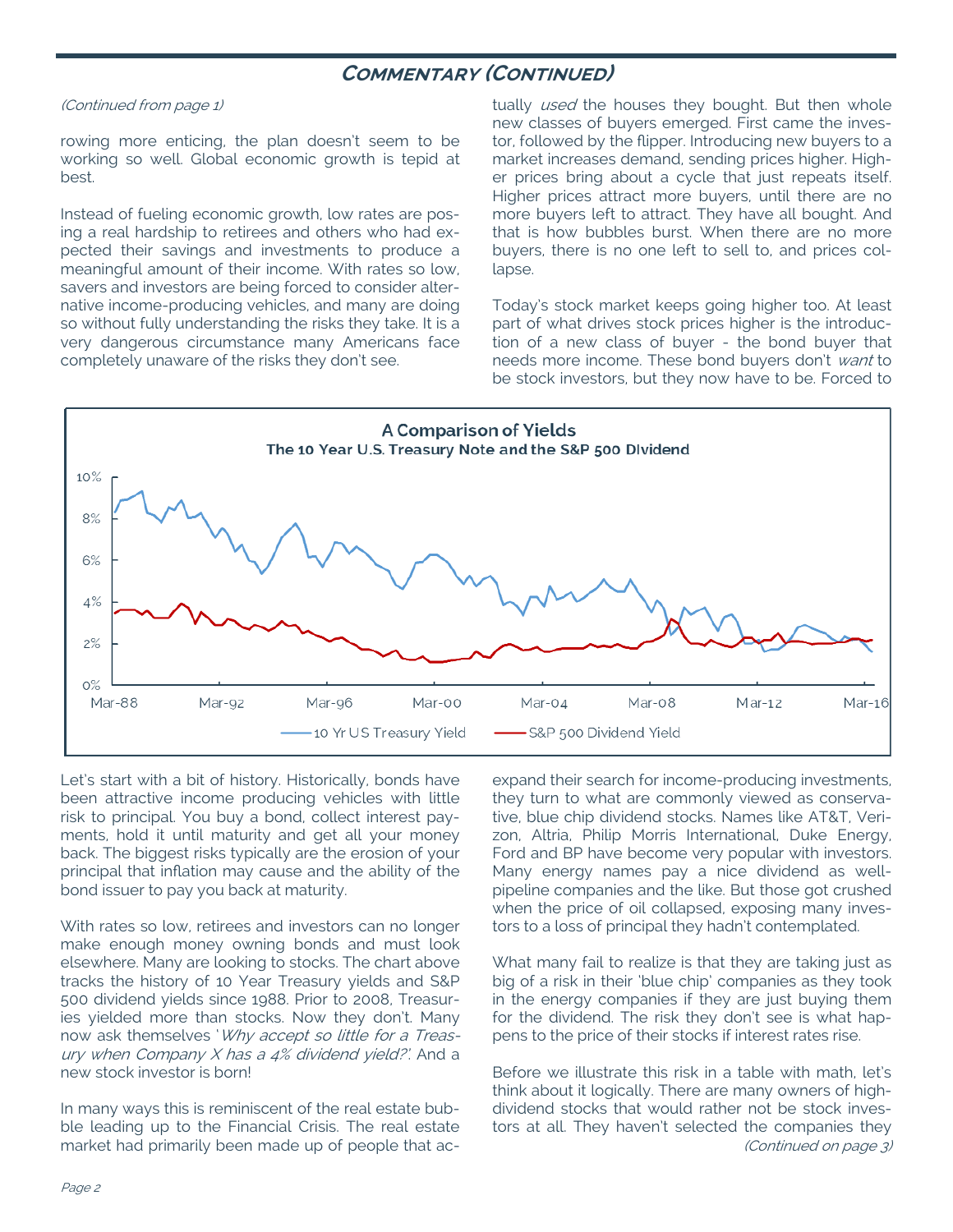## Commentary (Continued)

*(Continued from page 1)*

rowing more enticing, the plan doesn't seem to be working so well. Global economic growth is tepid at best.

Instead of fueling economic growth, low rates are posing a real hardship to retirees and others who had expected their savings and investments to produce a meaningful amount of their income. With rates so low, savers and investors are being forced to consider alternative income-producing vehicles, and many are doing so without fully understanding the risks they take. It is a very dangerous circumstance many Americans face completely unaware of the risks they don't see.

tually *used* the houses they bought. But then whole new classes of buyers emerged. First came the investor, followed by the flipper. Introducing new buyers to a market increases demand, sending prices higher. Higher prices bring about a cycle that just repeats itself. Higher prices attract more buyers, until there are no more buyers left to attract. They have all bought. And that is how bubbles burst. When there are no more buyers, there is no one left to sell to, and prices collapse.

Today's stock market keeps going higher too. At least part of what drives stock prices higher is the introduction of a new class of buyer - the bond buyer that needs more income. These bond buyers don't *want* to be stock investors, but they now have to be. Forced to

**A Comparison of Yields**
**The 10 Year U.S. Treasury Note and the S&P 500 Dividend**

Let's start with a bit of history. Historically, bonds have been attractive income producing vehicles with little risk to principal. You buy a bond, collect interest payments, hold it until maturity and get all your money back. The biggest risks typically are the erosion of your principal that inflation may cause and the ability of the bond issuer to pay you back at maturity.

With rates so low, retirees and investors can no longer make enough money owning bonds and must look elsewhere. Many are looking to stocks. The chart above tracks the history of 10 Year Treasury yields and S&P 500 dividend yields since 1988. Prior to 2008, Treasuries yielded more than stocks. Now they don't. Many now ask themselves '*Why accept so little for a Treasury when Company X has a 4% dividend yield?*'. And a new stock investor is born!

In many ways this is reminiscent of the real estate bubble leading up to the Financial Crisis. The real estate market had primarily been made up of people that ac-

expand their search for income-producing investments, they turn to what are commonly viewed as conservative, blue chip dividend stocks. Names like AT&T, Verizon, Altria, Philip Morris International, Duke Energy, Ford and BP have become very popular with investors. Many energy names pay a nice dividend as well- pipeline companies and the like. But those got crushed when the price of oil collapsed, exposing many investors to a loss of principal they hadn't contemplated.

What many fail to realize is that they are taking just as big of a risk in their 'blue chip' companies as they took in the energy companies if they are just buying them for the dividend. The risk they don't see is what happens to the price of their stocks if interest rates rise.

Before we illustrate this risk in a table with math, let's think about it logically. There are many owners of high-dividend stocks that would rather not be stock investors at all. They haven't selected the companies they

*(Continued on page 3)*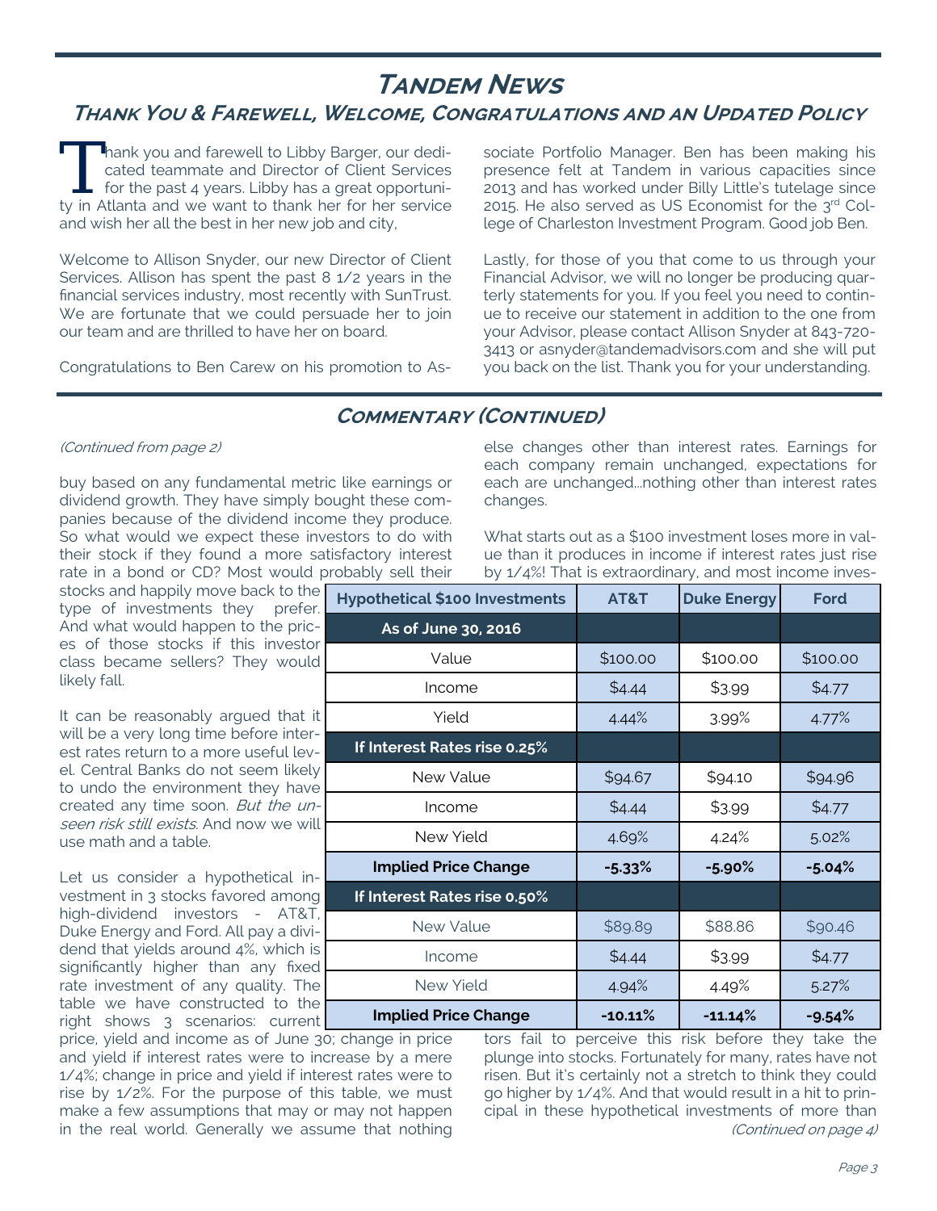# Tandem News

## Thank You & Farewell, Welcome, Congratulations and an Updated Policy

Thank you and farewell to Libby Barger, our dedicated teammate and Director of Client Services for the past 4 years. Libby has a great opportunity in Atlanta and we want to thank her for her service and wish her all the best in her new job and city,

Welcome to Allison Snyder, our new Director of Client Services. Allison has spent the past 8 1/2 years in the financial services industry, most recently with SunTrust. We are fortunate that we could persuade her to join our team and are thrilled to have her on board.

Congratulations to Ben Carew on his promotion to Associate Portfolio Manager. Ben has been making his presence felt at Tandem in various capacities since 2013 and has worked under Billy Little's tutelage since 2015. He also served as US Economist for the 3rd College of Charleston Investment Program. Good job Ben.

Lastly, for those of you that come to us through your Financial Advisor, we will no longer be producing quarterly statements for you. If you feel you need to continue to receive our statement in addition to the one from your Advisor, please contact Allison Snyder at 843-720-3413 or asnyder@tandemadvisors.com and she will put you back on the list. Thank you for your understanding.

## Commentary (Continued)

*(Continued from page 2)*

buy based on any fundamental metric like earnings or dividend growth. They have simply bought these companies because of the dividend income they produce. So what would we expect these investors to do with their stock if they found a more satisfactory interest rate in a bond or CD? Most would probably sell their stocks and happily move back to the type of investments they prefer. And what would happen to the prices of those stocks if this investor class became sellers? They would likely fall.

It can be reasonably argued that it will be a very long time before interest rates return to a more useful level. Central Banks do not seem likely to undo the environment they have created any time soon. *But the unseen risk still exists.* And now we will use math and a table.

Let us consider a hypothetical investment in 3 stocks favored among high-dividend investors - AT&T, Duke Energy and Ford. All pay a dividend that yields around 4%, which is significantly higher than any fixed rate investment of any quality. The table we have constructed to the right shows 3 scenarios: current price, yield and income as of June 30; change in price and yield if interest rates were to increase by a mere 1/4%; change in price and yield if interest rates were to rise by 1/2%. For the purpose of this table, we must make a few assumptions that may or may not happen in the real world. Generally we assume that nothing else changes other than interest rates. Earnings for each company remain unchanged, expectations for each are unchanged...nothing other than interest rates changes.

What starts out as a $100 investment loses more in value than it produces in income if interest rates just rise by 1/4%! That is extraordinary, and most income investors fail to perceive this risk before they take the plunge into stocks. Fortunately for many, rates have not risen. But it's certainly not a stretch to think they could go higher by 1/4%. And that would result in a hit to principal in these hypothetical investments of more than

| Hypothetical $100 Investments | AT&T | Duke Energy | Ford |
|---|---|---|---|
| **As of June 30, 2016** | | | |
| Value | $100.00 | $100.00 | $100.00 |
| Income | $4.44 | $3.99 | $4.77 |
| Yield | 4.44% | 3.99% | 4.77% |
| **If Interest Rates rise 0.25%** | | | |
| New Value | $94.67 | $94.10 | $94.96 |
| Income | $4.44 | $3.99 | $4.77 |
| New Yield | 4.69% | 4.24% | 5.02% |
| **Implied Price Change** | **-5.33%** | **-5.90%** | **-5.04%** |
| **If Interest Rates rise 0.50%** | | | |
| New Value | $89.89 | $88.86 | $90.46 |
| Income | $4.44 | $3.99 | $4.77 |
| New Yield | 4.94% | 4.49% | 5.27% |
| **Implied Price Change** | **-10.11%** | **-11.14%** | **-9.54%** |

*(Continued on page 4)*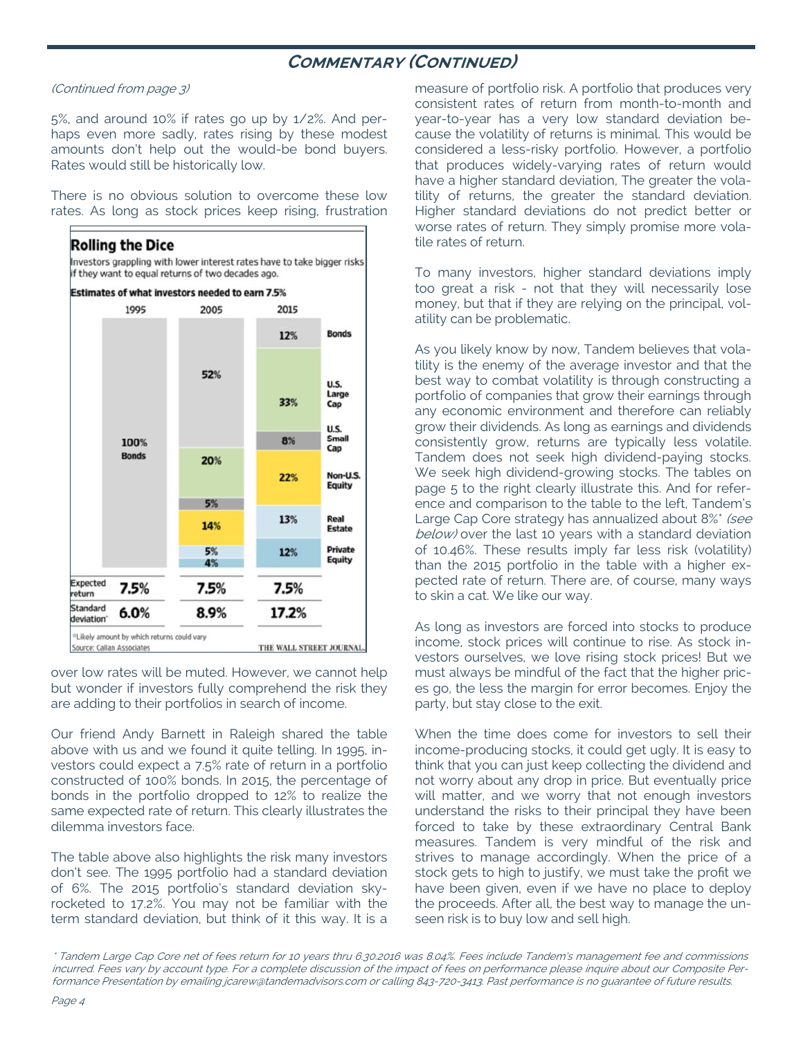## Commentary (Continued)

*(Continued from page 3)*

5%, and around 10% if rates go up by 1/2%. And perhaps even more sadly, rates rising by these modest amounts don't help out the would-be bond buyers. Rates would still be historically low.

There is no obvious solution to overcome these low rates. As long as stock prices keep rising, frustration over low rates will be muted. However, we cannot help but wonder if investors fully comprehend the risk they are adding to their portfolios in search of income.

**Rolling the Dice**

Investors grappling with lower interest rates have to take bigger risks if they want to equal returns of two decades ago.

**Estimates of what investors needed to earn 7.5%**

| | 1995 | 2005 | 2015 |
|---|---|---|---|
| Bonds | 100% | 52% | 12% |
| U.S. Large Cap | | 20% | 33% |
| U.S. Small Cap | | 5% | 8% |
| Non-U.S. Equity | | 14% | 22% |
| Real Estate | | 5% | 13% |
| Private Equity | | 4% | 12% |
| Expected return | 7.5% | 7.5% | 7.5% |
| Standard deviation* | 6.0% | 8.9% | 17.2% |

*Likely amount by which returns could vary

Source: Callan Associates — THE WALL STREET JOURNAL.

Our friend Andy Barnett in Raleigh shared the table above with us and we found it quite telling. In 1995, investors could expect a 7.5% rate of return in a portfolio constructed of 100% bonds. In 2015, the percentage of bonds in the portfolio dropped to 12% to realize the same expected rate of return. This clearly illustrates the dilemma investors face.

The table above also highlights the risk many investors don't see. The 1995 portfolio had a standard deviation of 6%. The 2015 portfolio's standard deviation skyrocketed to 17.2%. You may not be familiar with the term standard deviation, but think of it this way. It is a measure of portfolio risk. A portfolio that produces very consistent rates of return from month-to-month and year-to-year has a very low standard deviation because the volatility of returns is minimal. This would be considered a less-risky portfolio. However, a portfolio that produces widely-varying rates of return would have a higher standard deviation, The greater the volatility of returns, the greater the standard deviation. Higher standard deviations do not predict better or worse rates of return. They simply promise more volatile rates of return.

To many investors, higher standard deviations imply too great a risk - not that they will necessarily lose money, but that if they are relying on the principal, volatility can be problematic.

As you likely know by now, Tandem believes that volatility is the enemy of the average investor and that the best way to combat volatility is through constructing a portfolio of companies that grow their earnings through any economic environment and therefore can reliably grow their dividends. As long as earnings and dividends consistently grow, returns are typically less volatile. Tandem does not seek high dividend-paying stocks. We seek high dividend-growing stocks. The tables on page 5 to the right clearly illustrate this. And for reference and comparison to the table to the left, Tandem's Large Cap Core strategy has annualized about 8%* *(see below)* over the last 10 years with a standard deviation of 10.46%. These results imply far less risk (volatility) than the 2015 portfolio in the table with a higher expected rate of return. There are, of course, many ways to skin a cat. We like our way.

As long as investors are forced into stocks to produce income, stock prices will continue to rise. As stock investors ourselves, we love rising stock prices! But we must always be mindful of the fact that the higher prices go, the less the margin for error becomes. Enjoy the party, but stay close to the exit.

When the time does come for investors to sell their income-producing stocks, it could get ugly. It is easy to think that you can just keep collecting the dividend and not worry about any drop in price. But eventually price will matter, and we worry that not enough investors understand the risks to their principal they have been forced to take by these extraordinary Central Bank measures. Tandem is very mindful of the risk and strives to manage accordingly. When the price of a stock gets to high to justify, we must take the profit we have been given, even if we have no place to deploy the proceeds. After all, the best way to manage the unseen risk is to buy low and sell high.

*\* Tandem Large Cap Core net of fees return for 10 years thru 6.30.2016 was 8.04%. Fees include Tandem's management fee and commissions incurred. Fees vary by account type. For a complete discussion of the impact of fees on performance please inquire about our Composite Performance Presentation by emailing jcarew@tandemadvisors.com or calling 843-720-3413. Past performance is no guarantee of future results.*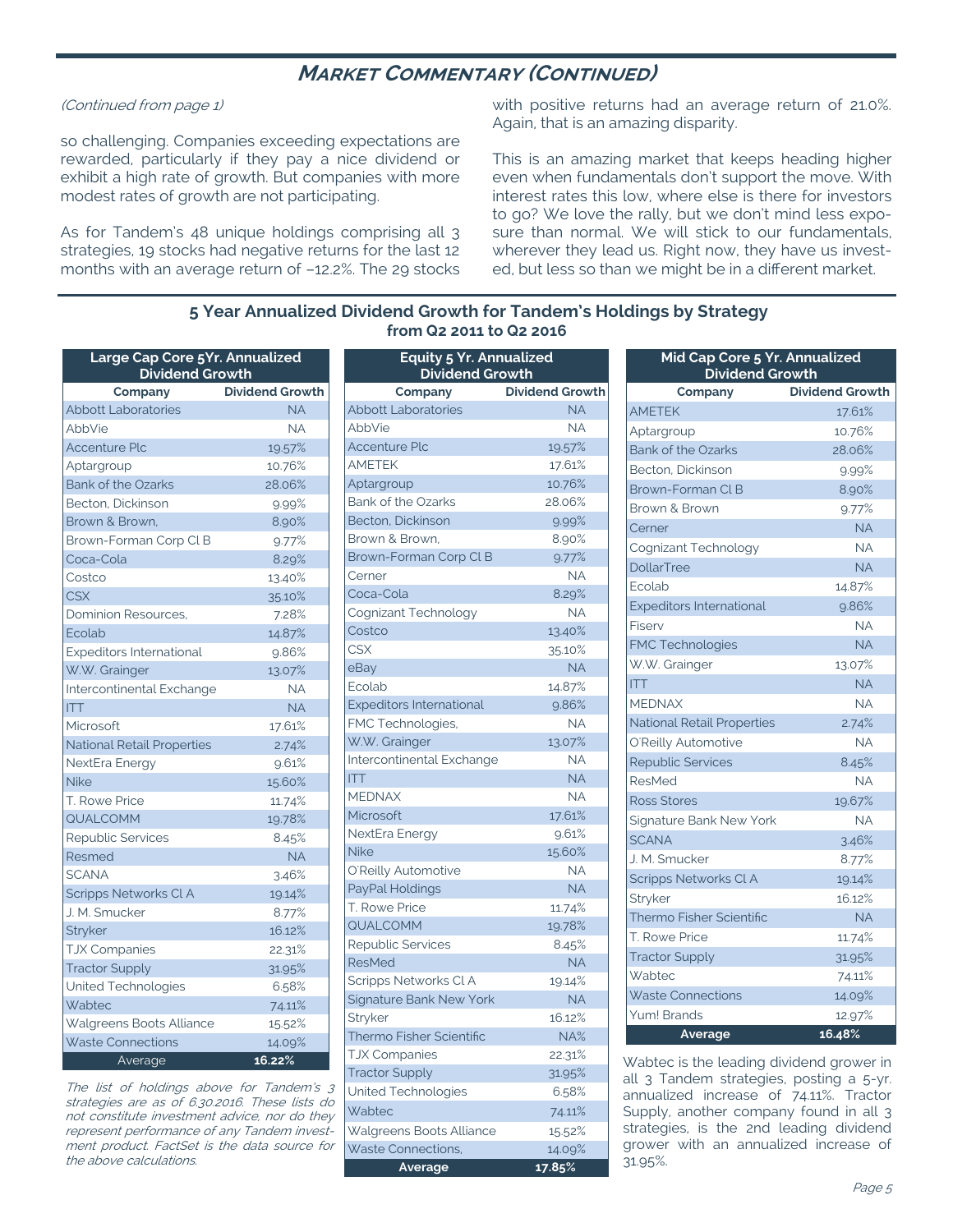## Market Commentary (Continued)

*(Continued from page 1)*

so challenging. Companies exceeding expectations are rewarded, particularly if they pay a nice dividend or exhibit a high rate of growth. But companies with more modest rates of growth are not participating.

As for Tandem's 48 unique holdings comprising all 3 strategies, 19 stocks had negative returns for the last 12 months with an average return of –12.2%. The 29 stocks with positive returns had an average return of 21.0%. Again, that is an amazing disparity.

This is an amazing market that keeps heading higher even when fundamentals don't support the move. With interest rates this low, where else is there for investors to go? We love the rally, but we don't mind less exposure than normal. We will stick to our fundamentals, wherever they lead us. Right now, they have us invested, but less so than we might be in a different market.

### 5 Year Annualized Dividend Growth for Tandem's Holdings by Strategy from Q2 2011 to Q2 2016

**Large Cap Core 5Yr. Annualized Dividend Growth**

| Company | Dividend Growth |
|---|---|
| Abbott Laboratories | NA |
| AbbVie | NA |
| Accenture Plc | 19.57% |
| Aptargroup | 10.76% |
| Bank of the Ozarks | 28.06% |
| Becton, Dickinson | 9.99% |
| Brown & Brown, | 8.90% |
| Brown-Forman Corp Cl B | 9.77% |
| Coca-Cola | 8.29% |
| Costco | 13.40% |
| CSX | 35.10% |
| Dominion Resources, | 7.28% |
| Ecolab | 14.87% |
| Expeditors International | 9.86% |
| W.W. Grainger | 13.07% |
| Intercontinental Exchange | NA |
| ITT | NA |
| Microsoft | 17.61% |
| National Retail Properties | 2.74% |
| NextEra Energy | 9.61% |
| Nike | 15.60% |
| T. Rowe Price | 11.74% |
| QUALCOMM | 19.78% |
| Republic Services | 8.45% |
| Resmed | NA |
| SCANA | 3.46% |
| Scripps Networks Cl A | 19.14% |
| J. M. Smucker | 8.77% |
| Stryker | 16.12% |
| TJX Companies | 22.31% |
| Tractor Supply | 31.95% |
| United Technologies | 6.58% |
| Wabtec | 74.11% |
| Walgreens Boots Alliance | 15.52% |
| Waste Connections | 14.09% |
| Average | **16.22%** |

*The list of holdings above for Tandem's 3 strategies are as of 6.30.2016. These lists do not constitute investment advice, nor do they represent performance of any Tandem investment product. FactSet is the data source for the above calculations.*

**Equity 5 Yr. Annualized Dividend Growth**

| Company | Dividend Growth |
|---|---|
| Abbott Laboratories | NA |
| AbbVie | NA |
| Accenture Plc | 19.57% |
| AMETEK | 17.61% |
| Aptargroup | 10.76% |
| Bank of the Ozarks | 28.06% |
| Becton, Dickinson | 9.99% |
| Brown & Brown, | 8.90% |
| Brown-Forman Corp Cl B | 9.77% |
| Cerner | NA |
| Coca-Cola | 8.29% |
| Cognizant Technology | NA |
| Costco | 13.40% |
| CSX | 35.10% |
| eBay | NA |
| Ecolab | 14.87% |
| Expeditors International | 9.86% |
| FMC Technologies, | NA |
| W.W. Grainger | 13.07% |
| Intercontinental Exchange | NA |
| ITT | NA |
| MEDNAX | NA |
| Microsoft | 17.61% |
| NextEra Energy | 9.61% |
| Nike | 15.60% |
| O'Reilly Automotive | NA |
| PayPal Holdings | NA |
| T. Rowe Price | 11.74% |
| QUALCOMM | 19.78% |
| Republic Services | 8.45% |
| ResMed | NA |
| Scripps Networks Cl A | 19.14% |
| Signature Bank New York | NA |
| Stryker | 16.12% |
| Thermo Fisher Scientific | NA% |
| TJX Companies | 22.31% |
| Tractor Supply | 31.95% |
| United Technologies | 6.58% |
| Wabtec | 74.11% |
| Walgreens Boots Alliance | 15.52% |
| Waste Connections, | 14.09% |
| **Average** | **17.85%** |

**Mid Cap Core 5 Yr. Annualized Dividend Growth**

| Company | Dividend Growth |
|---|---|
| AMETEK | 17.61% |
| Aptargroup | 10.76% |
| Bank of the Ozarks | 28.06% |
| Becton, Dickinson | 9.99% |
| Brown-Forman Cl B | 8.90% |
| Brown & Brown | 9.77% |
| Cerner | NA |
| Cognizant Technology | NA |
| DollarTree | NA |
| Ecolab | 14.87% |
| Expeditors International | 9.86% |
| Fiserv | NA |
| FMC Technologies | NA |
| W.W. Grainger | 13.07% |
| ITT | NA |
| MEDNAX | NA |
| National Retail Properties | 2.74% |
| O'Reilly Automotive | NA |
| Republic Services | 8.45% |
| ResMed | NA |
| Ross Stores | 19.67% |
| Signature Bank New York | NA |
| SCANA | 3.46% |
| J. M. Smucker | 8.77% |
| Scripps Networks Cl A | 19.14% |
| Stryker | 16.12% |
| Thermo Fisher Scientific | NA |
| T. Rowe Price | 11.74% |
| Tractor Supply | 31.95% |
| Wabtec | 74.11% |
| Waste Connections | 14.09% |
| Yum! Brands | 12.97% |
| **Average** | **16.48%** |

Wabtec is the leading dividend grower in all 3 Tandem strategies, posting a 5-yr. annualized increase of 74.11%. Tractor Supply, another company found in all 3 strategies, is the 2nd leading dividend grower with an annualized increase of 31.95%.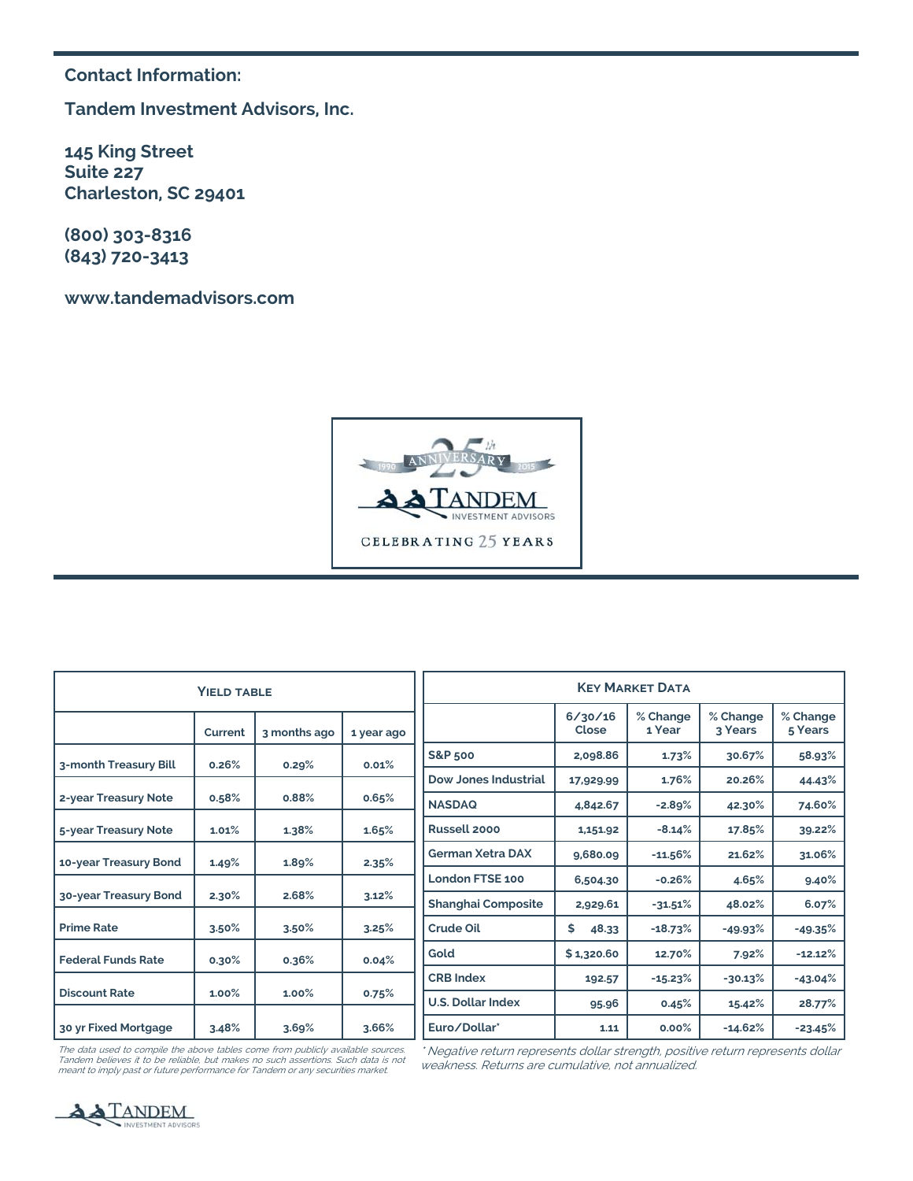**Contact Information:**

**Tandem Investment Advisors, Inc.**

**145 King Street**
**Suite 227**
**Charleston, SC 29401**

**(800) 303-8316**
**(843) 720-3413**

**www.tandemadvisors.com**

ANNIVERSARY 1990 25th 2015

TANDEM INVESTMENT ADVISORS

CELEBRATING 25 YEARS

| Yield Table | | | |
|---|---|---|---|
| | Current | 3 months ago | 1 year ago |
| 3-month Treasury Bill | 0.26% | 0.29% | 0.01% |
| 2-year Treasury Note | 0.58% | 0.88% | 0.65% |
| 5-year Treasury Note | 1.01% | 1.38% | 1.65% |
| 10-year Treasury Bond | 1.49% | 1.89% | 2.35% |
| 30-year Treasury Bond | 2.30% | 2.68% | 3.12% |
| Prime Rate | 3.50% | 3.50% | 3.25% |
| Federal Funds Rate | 0.30% | 0.36% | 0.04% |
| Discount Rate | 1.00% | 1.00% | 0.75% |
| 30 yr Fixed Mortgage | 3.48% | 3.69% | 3.66% |

*The data used to compile the above tables come from publicly available sources. Tandem believes it to be reliable, but makes no such assertions. Such data is not meant to imply past or future performance for Tandem or any securities market.*

| Key Market Data | | | | |
|---|---|---|---|---|
| | 6/30/16 Close | % Change 1 Year | % Change 3 Years | % Change 5 Years |
| S&P 500 | 2,098.86 | 1.73% | 30.67% | 58.93% |
| Dow Jones Industrial | 17,929.99 | 1.76% | 20.26% | 44.43% |
| NASDAQ | 4,842.67 | -2.89% | 42.30% | 74.60% |
| Russell 2000 | 1,151.92 | -8.14% | 17.85% | 39.22% |
| German Xetra DAX | 9,680.09 | -11.56% | 21.62% | 31.06% |
| London FTSE 100 | 6,504.30 | -0.26% | 4.65% | 9.40% |
| Shanghai Composite | 2,929.61 | -31.51% | 48.02% | 6.07% |
| Crude Oil | $ 48.33 | -18.73% | -49.93% | -49.35% |
| Gold | $ 1,320.60 | 12.70% | 7.92% | -12.12% |
| CRB Index | 192.57 | -15.23% | -30.13% | -43.04% |
| U.S. Dollar Index | 95.96 | 0.45% | 15.42% | 28.77% |
| Euro/Dollar* | 1.11 | 0.00% | -14.62% | -23.45% |

*\* Negative return represents dollar strength, positive return represents dollar weakness. Returns are cumulative, not annualized.*